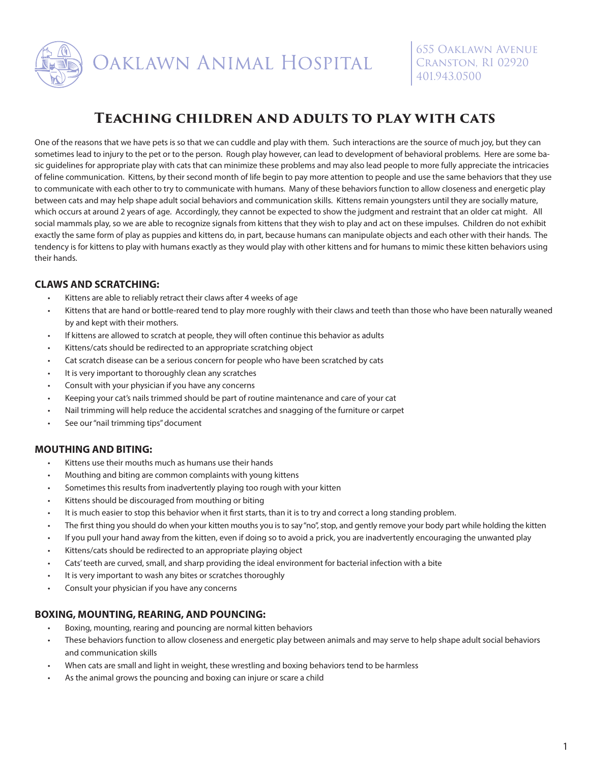# Oaklawn Animal Hospital

655 Oaklawn Avenue
Cranston, RI 02920
401.943.0500

## Teaching children and adults to play with cats

One of the reasons that we have pets is so that we can cuddle and play with them. Such interactions are the source of much joy, but they can sometimes lead to injury to the pet or to the person. Rough play however, can lead to development of behavioral problems. Here are some basic guidelines for appropriate play with cats that can minimize these problems and may also lead people to more fully appreciate the intricacies of feline communication. Kittens, by their second month of life begin to pay more attention to people and use the same behaviors that they use to communicate with each other to try to communicate with humans. Many of these behaviors function to allow closeness and energetic play between cats and may help shape adult social behaviors and communication skills. Kittens remain youngsters until they are socially mature, which occurs at around 2 years of age. Accordingly, they cannot be expected to show the judgment and restraint that an older cat might. All social mammals play, so we are able to recognize signals from kittens that they wish to play and act on these impulses. Children do not exhibit exactly the same form of play as puppies and kittens do, in part, because humans can manipulate objects and each other with their hands. The tendency is for kittens to play with humans exactly as they would play with other kittens and for humans to mimic these kitten behaviors using their hands.

### CLAWS AND SCRATCHING:

- Kittens are able to reliably retract their claws after 4 weeks of age
- Kittens that are hand or bottle-reared tend to play more roughly with their claws and teeth than those who have been naturally weaned by and kept with their mothers.
- If kittens are allowed to scratch at people, they will often continue this behavior as adults
- Kittens/cats should be redirected to an appropriate scratching object
- Cat scratch disease can be a serious concern for people who have been scratched by cats
- It is very important to thoroughly clean any scratches
- Consult with your physician if you have any concerns
- Keeping your cat's nails trimmed should be part of routine maintenance and care of your cat
- Nail trimming will help reduce the accidental scratches and snagging of the furniture or carpet
- See our "nail trimming tips" document

### MOUTHING AND BITING:

- Kittens use their mouths much as humans use their hands
- Mouthing and biting are common complaints with young kittens
- Sometimes this results from inadvertently playing too rough with your kitten
- Kittens should be discouraged from mouthing or biting
- It is much easier to stop this behavior when it first starts, than it is to try and correct a long standing problem.
- The first thing you should do when your kitten mouths you is to say "no", stop, and gently remove your body part while holding the kitten
- If you pull your hand away from the kitten, even if doing so to avoid a prick, you are inadvertently encouraging the unwanted play
- Kittens/cats should be redirected to an appropriate playing object
- Cats' teeth are curved, small, and sharp providing the ideal environment for bacterial infection with a bite
- It is very important to wash any bites or scratches thoroughly
- Consult your physician if you have any concerns

### BOXING, MOUNTING, REARING, AND POUNCING:

- Boxing, mounting, rearing and pouncing are normal kitten behaviors
- These behaviors function to allow closeness and energetic play between animals and may serve to help shape adult social behaviors and communication skills
- When cats are small and light in weight, these wrestling and boxing behaviors tend to be harmless
- As the animal grows the pouncing and boxing can injure or scare a child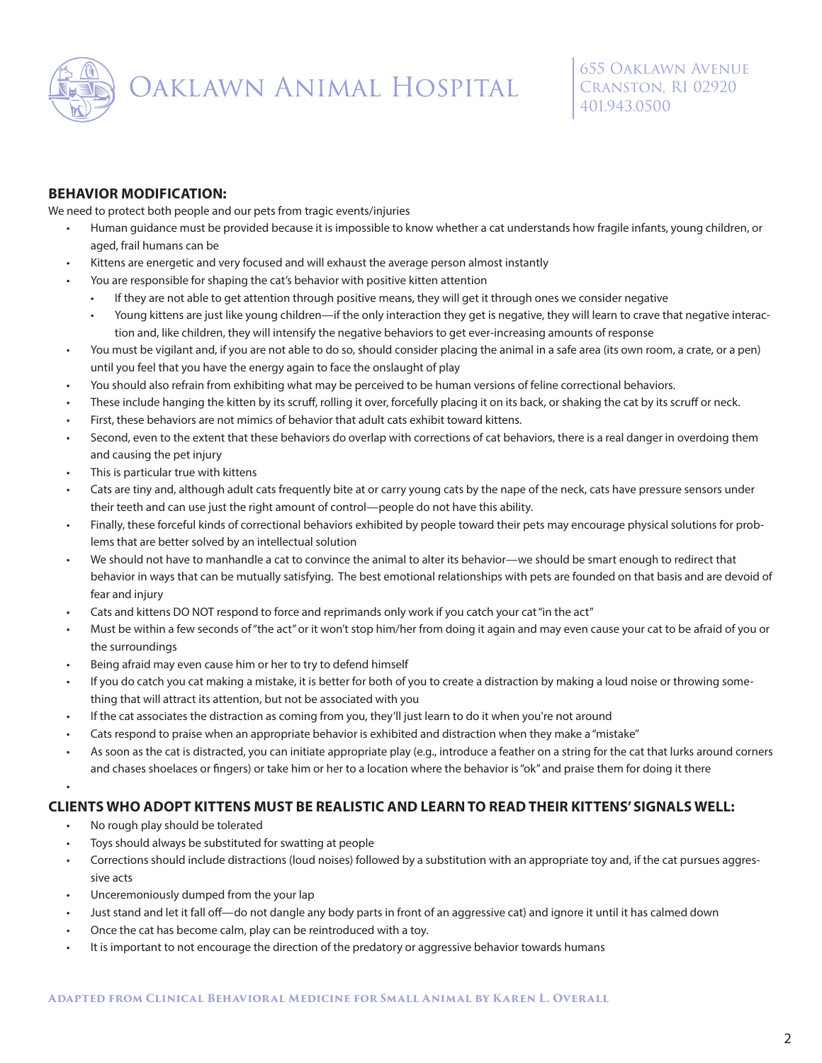## BEHAVIOR MODIFICATION:

We need to protect both people and our pets from tragic events/injuries

- Human guidance must be provided because it is impossible to know whether a cat understands how fragile infants, young children, or aged, frail humans can be
- Kittens are energetic and very focused and will exhaust the average person almost instantly
- You are responsible for shaping the cat's behavior with positive kitten attention
  - If they are not able to get attention through positive means, they will get it through ones we consider negative
  - Young kittens are just like young children—if the only interaction they get is negative, they will learn to crave that negative interaction and, like children, they will intensify the negative behaviors to get ever-increasing amounts of response
- You must be vigilant and, if you are not able to do so, should consider placing the animal in a safe area (its own room, a crate, or a pen) until you feel that you have the energy again to face the onslaught of play
- You should also refrain from exhibiting what may be perceived to be human versions of feline correctional behaviors.
- These include hanging the kitten by its scruff, rolling it over, forcefully placing it on its back, or shaking the cat by its scruff or neck.
- First, these behaviors are not mimics of behavior that adult cats exhibit toward kittens.
- Second, even to the extent that these behaviors do overlap with corrections of cat behaviors, there is a real danger in overdoing them and causing the pet injury
- This is particular true with kittens
- Cats are tiny and, although adult cats frequently bite at or carry young cats by the nape of the neck, cats have pressure sensors under their teeth and can use just the right amount of control—people do not have this ability.
- Finally, these forceful kinds of correctional behaviors exhibited by people toward their pets may encourage physical solutions for problems that are better solved by an intellectual solution
- We should not have to manhandle a cat to convince the animal to alter its behavior—we should be smart enough to redirect that behavior in ways that can be mutually satisfying. The best emotional relationships with pets are founded on that basis and are devoid of fear and injury
- Cats and kittens DO NOT respond to force and reprimands only work if you catch your cat "in the act"
- Must be within a few seconds of "the act" or it won't stop him/her from doing it again and may even cause your cat to be afraid of you or the surroundings
- Being afraid may even cause him or her to try to defend himself
- If you do catch you cat making a mistake, it is better for both of you to create a distraction by making a loud noise or throwing something that will attract its attention, but not be associated with you
- If the cat associates the distraction as coming from you, they'll just learn to do it when you're not around
- Cats respond to praise when an appropriate behavior is exhibited and distraction when they make a "mistake"
- As soon as the cat is distracted, you can initiate appropriate play (e.g., introduce a feather on a string for the cat that lurks around corners and chases shoelaces or fingers) or take him or her to a location where the behavior is "ok" and praise them for doing it there

## CLIENTS WHO ADOPT KITTENS MUST BE REALISTIC AND LEARN TO READ THEIR KITTENS' SIGNALS WELL:

- No rough play should be tolerated
- Toys should always be substituted for swatting at people
- Corrections should include distractions (loud noises) followed by a substitution with an appropriate toy and, if the cat pursues aggressive acts
- Unceremoniously dumped from the your lap
- Just stand and let it fall off—do not dangle any body parts in front of an aggressive cat) and ignore it until it has calmed down
- Once the cat has become calm, play can be reintroduced with a toy.
- It is important to not encourage the direction of the predatory or aggressive behavior towards humans

**Adapted from Clinical Behavioral Medicine for Small Animal by Karen L. Overall**